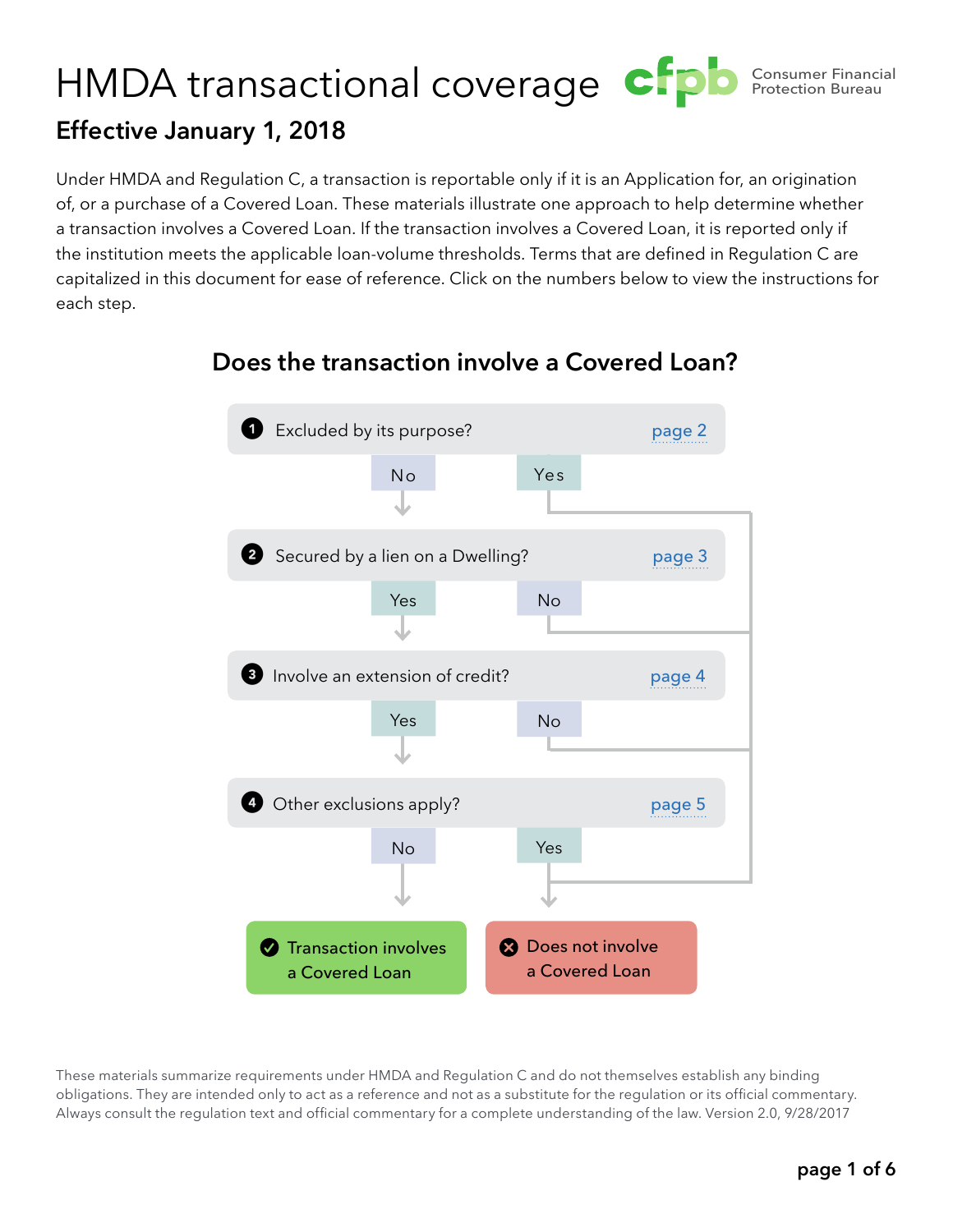# HMDA transactional coverage

Consumer Financial Protection Bureau

## Effective January 1, 2018

Under HMDA and Regulation C, a transaction is reportable only if it is an Application for, an origination of, or a purchase of a Covered Loan. These materials illustrate one approach to help determine whether a transaction involves a Covered Loan. If the transaction involves a Covered Loan, it is reported only if the institution meets the applicable loan-volume thresholds. Terms that are defined in Regulation C are capitalized in this document for ease of reference. Click on the numbers below to view the instructions for each step.

### Does the transaction involve a Covered Loan?

1. Excluded by its purpose? (page 2)
   - No → go to step 2
   - Yes → Does not involve a Covered Loan
2. Secured by a lien on a Dwelling? (page 3)
   - Yes → go to step 3
   - No → Does not involve a Covered Loan
3. Involve an extension of credit? (page 4)
   - Yes → go to step 4
   - No → Does not involve a Covered Loan
4. Other exclusions apply? (page 5)
   - No → Transaction involves a Covered Loan
   - Yes → Does not involve a Covered Loan

✔ Transaction involves a Covered Loan

✖ Does not involve a Covered Loan

These materials summarize requirements under HMDA and Regulation C and do not themselves establish any binding obligations. They are intended only to act as a reference and not as a substitute for the regulation or its official commentary. Always consult the regulation text and official commentary for a complete understanding of the law. Version 2.0, 9/28/2017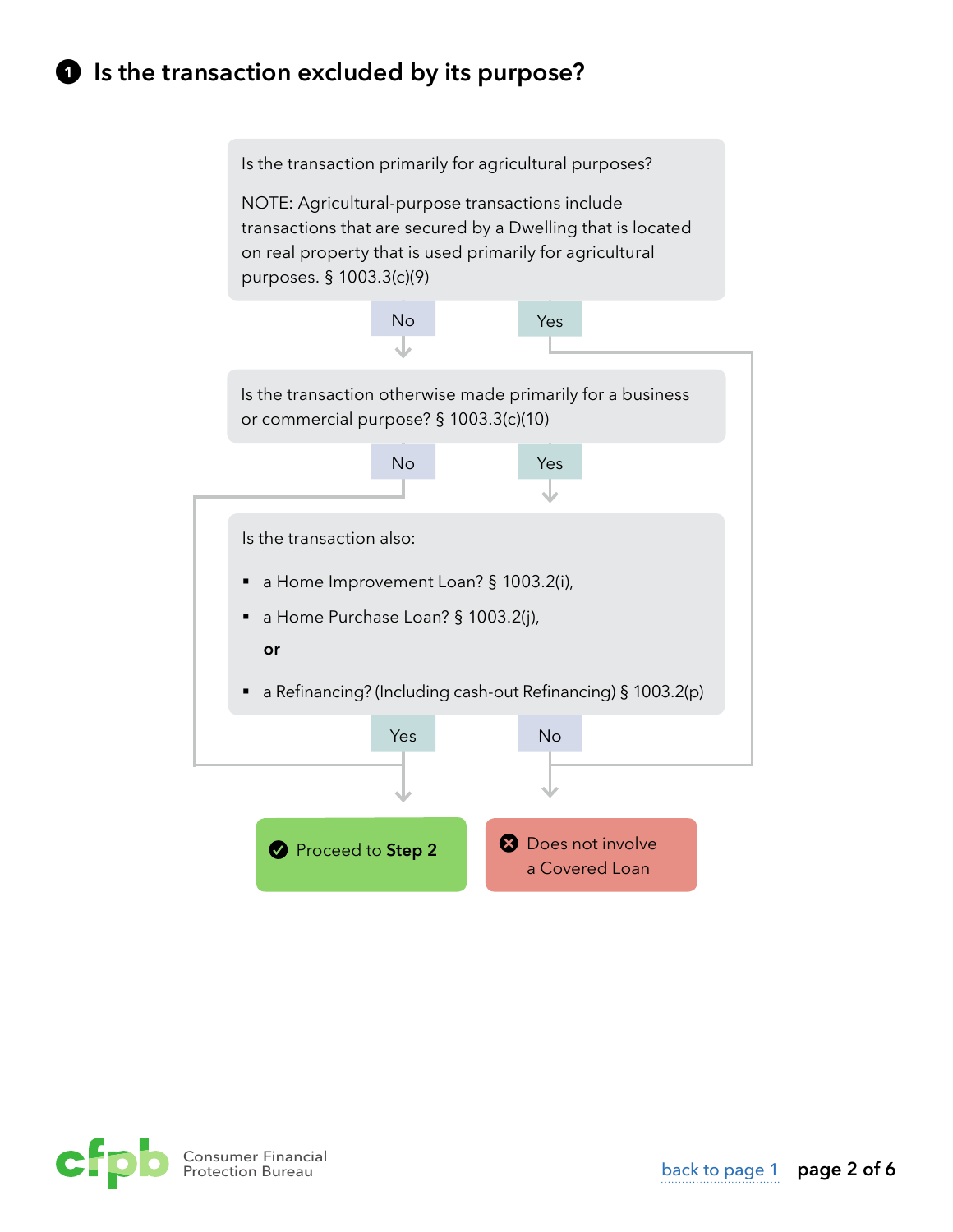# ❶ Is the transaction excluded by its purpose?

Is the transaction primarily for agricultural purposes?

NOTE: Agricultural-purpose transactions include transactions that are secured by a Dwelling that is located on real property that is used primarily for agricultural purposes. § 1003.3(c)(9)

- No → Is the transaction otherwise made primarily for a business or commercial purpose?
- Yes → Is the transaction also a Home Improvement Loan, a Home Purchase Loan, or a Refinancing?

Is the transaction otherwise made primarily for a business or commercial purpose? § 1003.3(c)(10)

- No → Proceed to **Step 2**
- Yes → Is the transaction also a Home Improvement Loan, a Home Purchase Loan, or a Refinancing?

Is the transaction also:

- a Home Improvement Loan? § 1003.2(i),
- a Home Purchase Loan? § 1003.2(j),

**or**

- a Refinancing? (Including cash-out Refinancing) § 1003.2(p)

Yes → Proceed to **Step 2**

No → Does not involve a Covered Loan

✔ Proceed to **Step 2**

✖ Does not involve a Covered Loan

back to page 1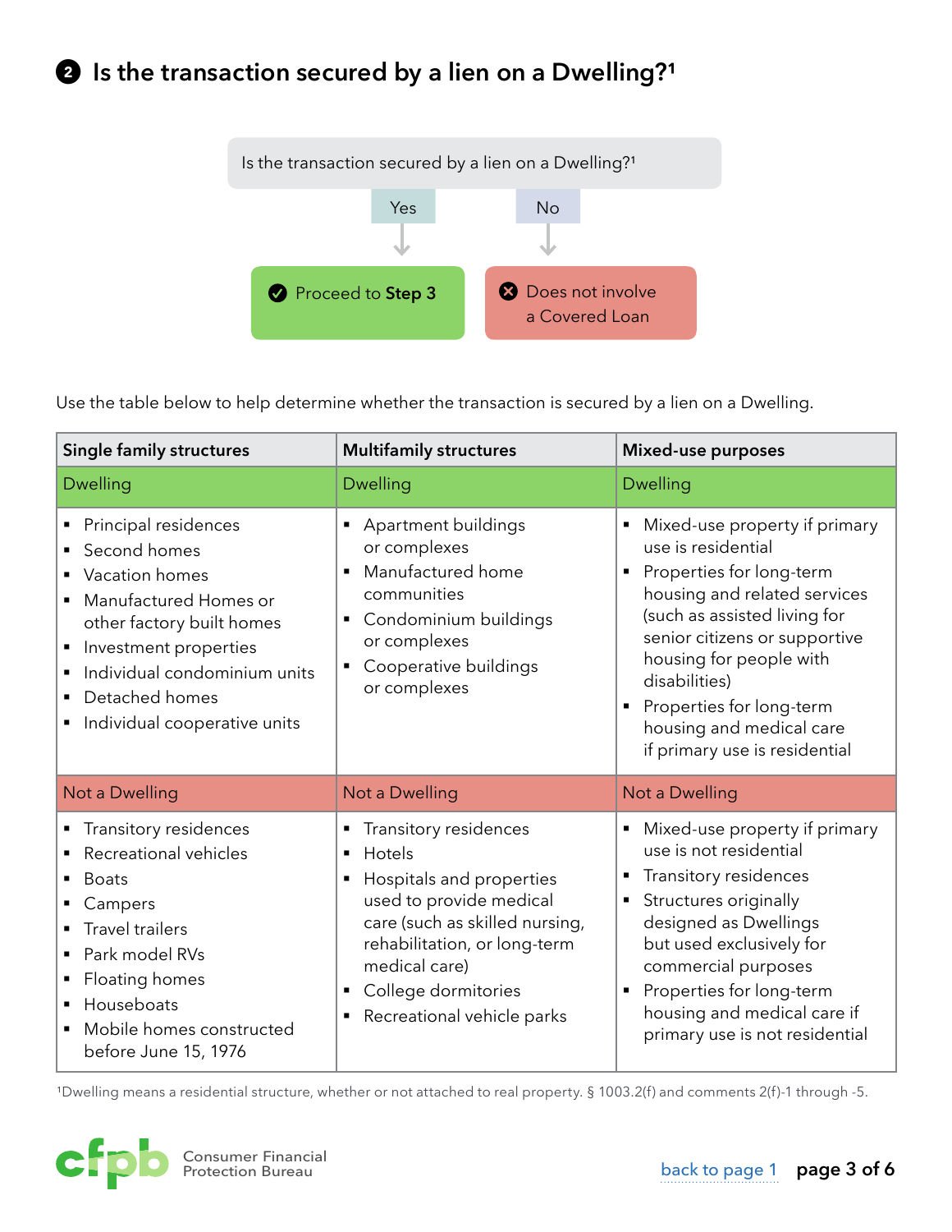## ❷ Is the transaction secured by a lien on a Dwelling?[1]

Is the transaction secured by a lien on a Dwelling?[1]

- **Yes** → Proceed to **Step 3**
- **No** → Does not involve a Covered Loan

Use the table below to help determine whether the transaction is secured by a lien on a Dwelling.

| Single family structures | Multifamily structures | Mixed-use purposes |
|---|---|---|
| **Dwelling** | **Dwelling** | **Dwelling** |
| ▪ Principal residences<br>▪ Second homes<br>▪ Vacation homes<br>▪ Manufactured Homes or other factory built homes<br>▪ Investment properties<br>▪ Individual condominium units<br>▪ Detached homes<br>▪ Individual cooperative units | ▪ Apartment buildings or complexes<br>▪ Manufactured home communities<br>▪ Condominium buildings or complexes<br>▪ Cooperative buildings or complexes | ▪ Mixed-use property if primary use is residential<br>▪ Properties for long-term housing and related services (such as assisted living for senior citizens or supportive housing for people with disabilities)<br>▪ Properties for long-term housing and medical care if primary use is residential |
| **Not a Dwelling** | **Not a Dwelling** | **Not a Dwelling** |
| ▪ Transitory residences<br>▪ Recreational vehicles<br>▪ Boats<br>▪ Campers<br>▪ Travel trailers<br>▪ Park model RVs<br>▪ Floating homes<br>▪ Houseboats<br>▪ Mobile homes constructed before June 15, 1976 | ▪ Transitory residences<br>▪ Hotels<br>▪ Hospitals and properties used to provide medical care (such as skilled nursing, rehabilitation, or long-term medical care)<br>▪ College dormitories<br>▪ Recreational vehicle parks | ▪ Mixed-use property if primary use is not residential<br>▪ Transitory residences<br>▪ Structures originally designed as Dwellings but used exclusively for commercial purposes<br>▪ Properties for long-term housing and medical care if primary use is not residential |

[1]Dwelling means a residential structure, whether or not attached to real property. § 1003.2(f) and comments 2(f)-1 through -5.

Consumer Financial Protection Bureau

back to page 1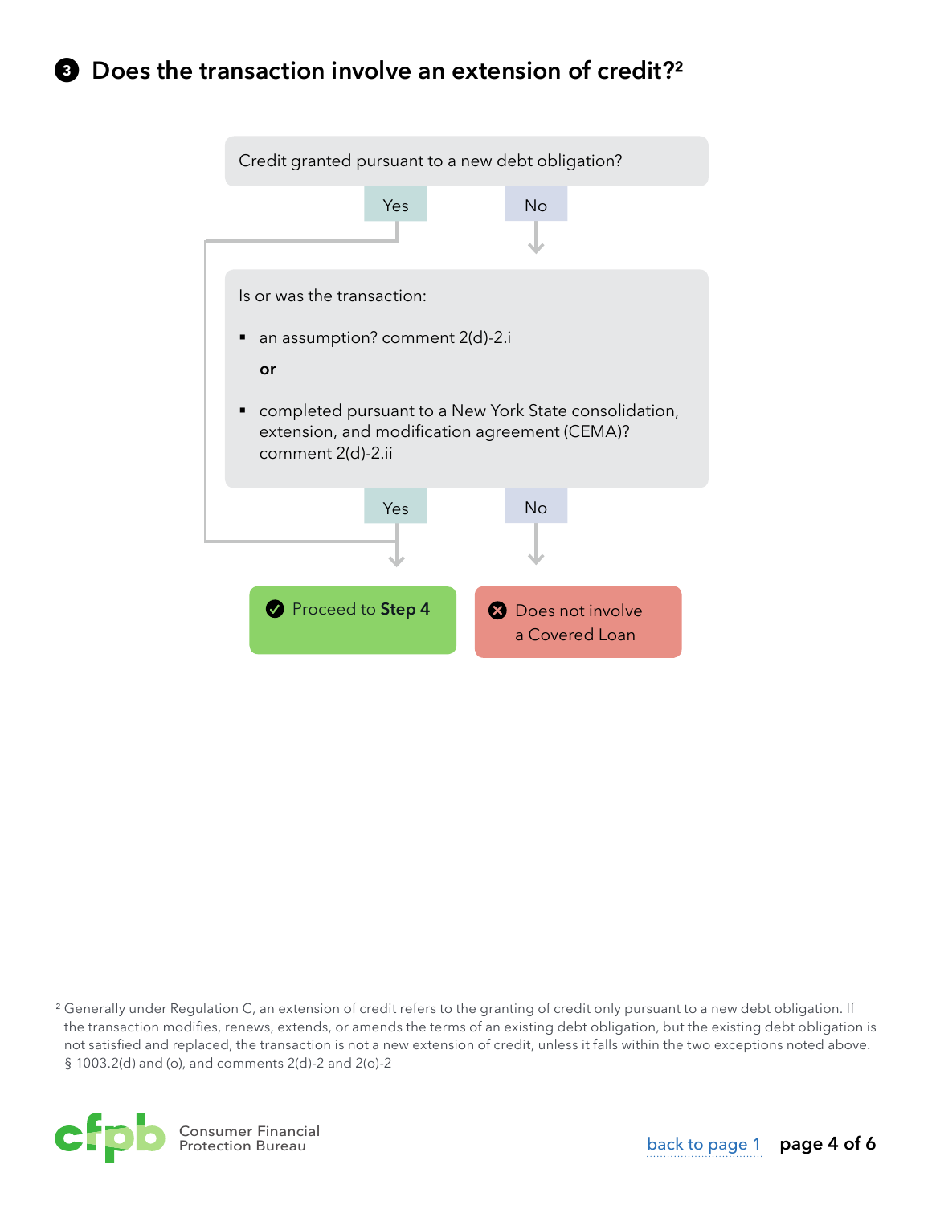## 3 Does the transaction involve an extension of credit?[2]

Credit granted pursuant to a new debt obligation?

- Yes → Proceed to **Step 4**
- No → (continue below)

Is or was the transaction:

- an assumption? comment 2(d)-2.i

  **or**

- completed pursuant to a New York State consolidation, extension, and modification agreement (CEMA)? comment 2(d)-2.ii

- Yes → Proceed to **Step 4**
- No → Does not involve a Covered Loan

[2] Generally under Regulation C, an extension of credit refers to the granting of credit only pursuant to a new debt obligation. If the transaction modifies, renews, extends, or amends the terms of an existing debt obligation, but the existing debt obligation is not satisfied and replaced, the transaction is not a new extension of credit, unless it falls within the two exceptions noted above. § 1003.2(d) and (o), and comments 2(d)-2 and 2(o)-2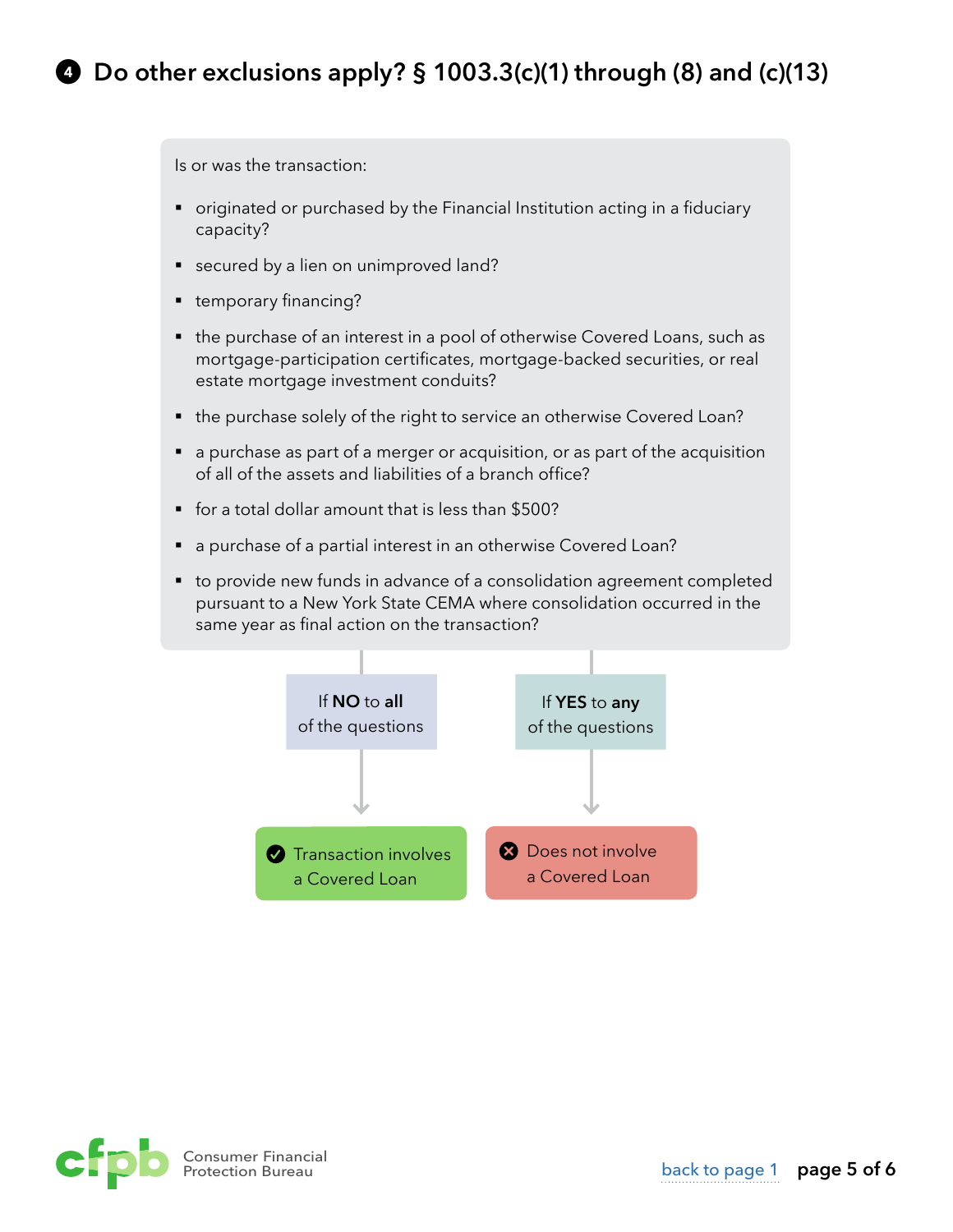## ❹ Do other exclusions apply? § 1003.3(c)(1) through (8) and (c)(13)

Is or was the transaction:

- originated or purchased by the Financial Institution acting in a fiduciary capacity?
- secured by a lien on unimproved land?
- temporary financing?
- the purchase of an interest in a pool of otherwise Covered Loans, such as mortgage-participation certificates, mortgage-backed securities, or real estate mortgage investment conduits?
- the purchase solely of the right to service an otherwise Covered Loan?
- a purchase as part of a merger or acquisition, or as part of the acquisition of all of the assets and liabilities of a branch office?
- for a total dollar amount that is less than $500?
- a purchase of a partial interest in an otherwise Covered Loan?
- to provide new funds in advance of a consolidation agreement completed pursuant to a New York State CEMA where consolidation occurred in the same year as final action on the transaction?

If **NO** to **all** of the questions → ✔ Transaction involves a Covered Loan

If **YES** to **any** of the questions → ✖ Does not involve a Covered Loan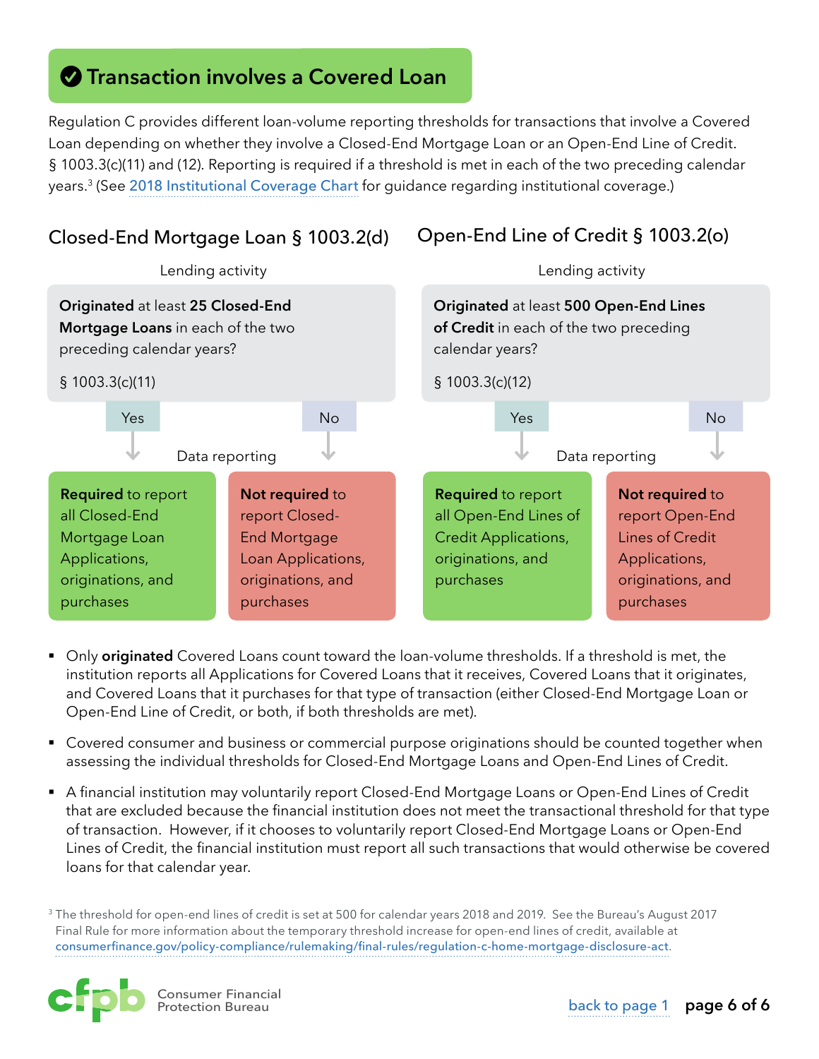## ✔ Transaction involves a Covered Loan

Regulation C provides different loan-volume reporting thresholds for transactions that involve a Covered Loan depending on whether they involve a Closed-End Mortgage Loan or an Open-End Line of Credit. § 1003.3(c)(11) and (12). Reporting is required if a threshold is met in each of the two preceding calendar years.[3] (See 2018 Institutional Coverage Chart for guidance regarding institutional coverage.)

### Closed-End Mortgage Loan § 1003.2(d)

Lending activity

**Originated** at least **25 Closed-End Mortgage Loans** in each of the two preceding calendar years?

§ 1003.3(c)(11)

Data reporting

- Yes: **Required** to report all Closed-End Mortgage Loan Applications, originations, and purchases
- No: **Not required** to report Closed-End Mortgage Loan Applications, originations, and purchases

### Open-End Line of Credit § 1003.2(o)

Lending activity

**Originated** at least **500 Open-End Lines of Credit** in each of the two preceding calendar years?

§ 1003.3(c)(12)

Data reporting

- Yes: **Required** to report all Open-End Lines of Credit Applications, originations, and purchases
- No: **Not required** to report Open-End Lines of Credit Applications, originations, and purchases

- Only **originated** Covered Loans count toward the loan-volume thresholds. If a threshold is met, the institution reports all Applications for Covered Loans that it receives, Covered Loans that it originates, and Covered Loans that it purchases for that type of transaction (either Closed-End Mortgage Loan or Open-End Line of Credit, or both, if both thresholds are met).
- Covered consumer and business or commercial purpose originations should be counted together when assessing the individual thresholds for Closed-End Mortgage Loans and Open-End Lines of Credit.
- A financial institution may voluntarily report Closed-End Mortgage Loans or Open-End Lines of Credit that are excluded because the financial institution does not meet the transactional threshold for that type of transaction. However, if it chooses to voluntarily report Closed-End Mortgage Loans or Open-End Lines of Credit, the financial institution must report all such transactions that would otherwise be covered loans for that calendar year.

[3] The threshold for open-end lines of credit is set at 500 for calendar years 2018 and 2019. See the Bureau's August 2017 Final Rule for more information about the temporary threshold increase for open-end lines of credit, available at consumerfinance.gov/policy-compliance/rulemaking/final-rules/regulation-c-home-mortgage-disclosure-act.